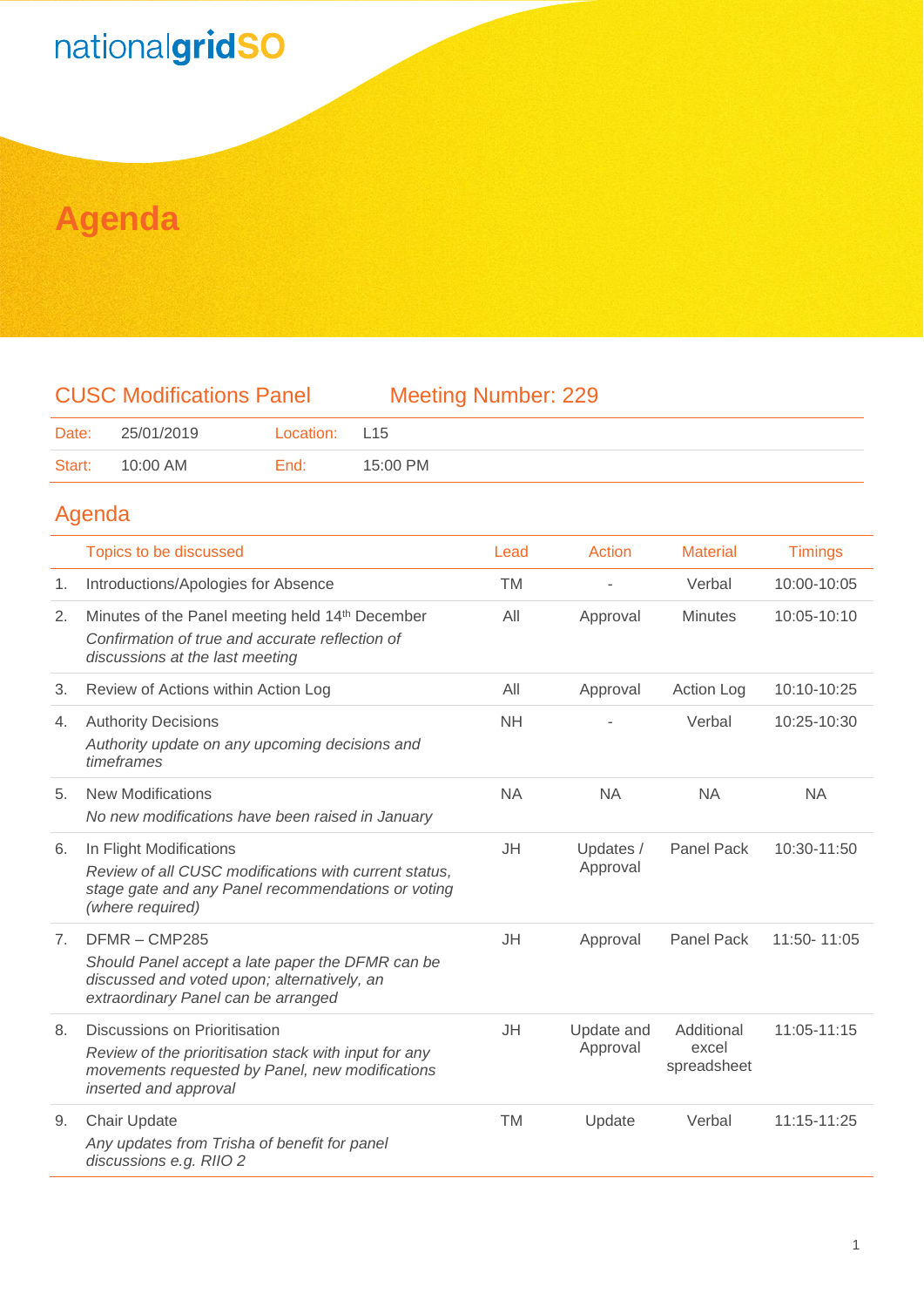nationalgridSO

# Agenda

## CUSC Modifications Panel — Meeting Number: 229

| Date: | 25/01/2019 | Location: | L15 |
|---|---|---|---|
| Start: | 10:00 AM | End: | 15:00 PM |

## Agenda

| | Topics to be discussed | Lead | Action | Material | Timings |
|---|---|---|---|---|---|
| 1. | Introductions/Apologies for Absence | TM | - | Verbal | 10:00-10:05 |
| 2. | Minutes of the Panel meeting held 14th December<br>*Confirmation of true and accurate reflection of discussions at the last meeting* | All | Approval | Minutes | 10:05-10:10 |
| 3. | Review of Actions within Action Log | All | Approval | Action Log | 10:10-10:25 |
| 4. | Authority Decisions<br>*Authority update on any upcoming decisions and timeframes* | NH | - | Verbal | 10:25-10:30 |
| 5. | New Modifications<br>*No new modifications have been raised in January* | NA | NA | NA | NA |
| 6. | In Flight Modifications<br>*Review of all CUSC modifications with current status, stage gate and any Panel recommendations or voting (where required)* | JH | Updates / Approval | Panel Pack | 10:30-11:50 |
| 7. | DFMR – CMP285<br>*Should Panel accept a late paper the DFMR can be discussed and voted upon; alternatively, an extraordinary Panel can be arranged* | JH | Approval | Panel Pack | 11:50- 11:05 |
| 8. | Discussions on Prioritisation<br>*Review of the prioritisation stack with input for any movements requested by Panel, new modifications inserted and approval* | JH | Update and Approval | Additional excel spreadsheet | 11:05-11:15 |
| 9. | Chair Update<br>*Any updates from Trisha of benefit for panel discussions e.g. RIIO 2* | TM | Update | Verbal | 11:15-11:25 |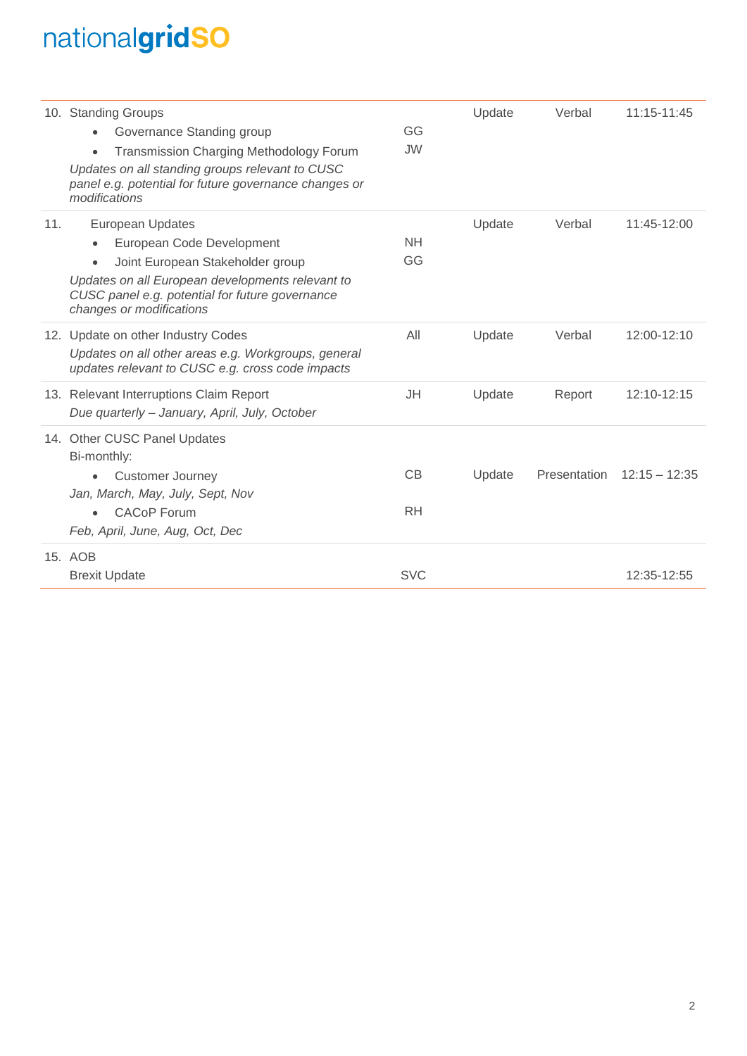| | | | | |
|---|---|---|---|---|
| 10. Standing Groups<br>• Governance Standing group<br>• Transmission Charging Methodology Forum<br>*Updates on all standing groups relevant to CUSC panel e.g. potential for future governance changes or modifications* | <br>GG<br>JW | Update | Verbal | 11:15-11:45 |
| 11. European Updates<br>• European Code Development<br>• Joint European Stakeholder group<br>*Updates on all European developments relevant to CUSC panel e.g. potential for future governance changes or modifications* | <br>NH<br>GG | Update | Verbal | 11:45-12:00 |
| 12. Update on other Industry Codes<br>*Updates on all other areas e.g. Workgroups, general updates relevant to CUSC e.g. cross code impacts* | All | Update | Verbal | 12:00-12:10 |
| 13. Relevant Interruptions Claim Report<br>*Due quarterly – January, April, July, October* | JH | Update | Report | 12:10-12:15 |
| 14. Other CUSC Panel Updates<br>Bi-monthly:<br>• Customer Journey<br>*Jan, March, May, July, Sept, Nov*<br>• CACoP Forum<br>*Feb, April, June, Aug, Oct, Dec* | <br><br>CB<br><br>RH | Update | Presentation | 12:15 – 12:35 |
| 15. AOB<br>Brexit Update | <br>SVC | | | 12:35-12:55 |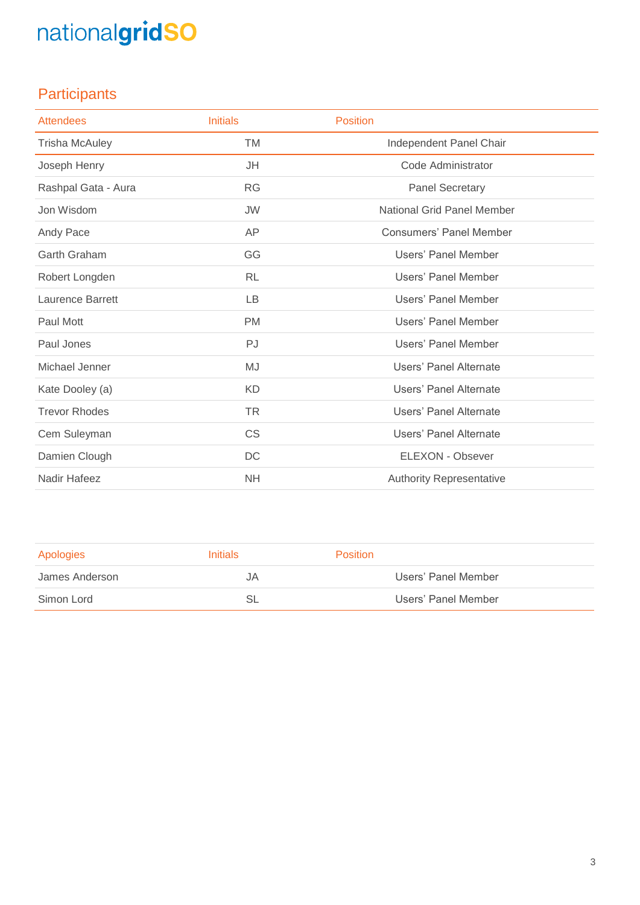## Participants

| Attendees | Initials | Position |
|---|---|---|
| Trisha McAuley | TM | Independent Panel Chair |
| Joseph Henry | JH | Code Administrator |
| Rashpal Gata - Aura | RG | Panel Secretary |
| Jon Wisdom | JW | National Grid Panel Member |
| Andy Pace | AP | Consumers' Panel Member |
| Garth Graham | GG | Users' Panel Member |
| Robert Longden | RL | Users' Panel Member |
| Laurence Barrett | LB | Users' Panel Member |
| Paul Mott | PM | Users' Panel Member |
| Paul Jones | PJ | Users' Panel Member |
| Michael Jenner | MJ | Users' Panel Alternate |
| Kate Dooley (a) | KD | Users' Panel Alternate |
| Trevor Rhodes | TR | Users' Panel Alternate |
| Cem Suleyman | CS | Users' Panel Alternate |
| Damien Clough | DC | ELEXON - Obsever |
| Nadir Hafeez | NH | Authority Representative |

| Apologies | Initials | Position |
|---|---|---|
| James Anderson | JA | Users' Panel Member |
| Simon Lord | SL | Users' Panel Member |